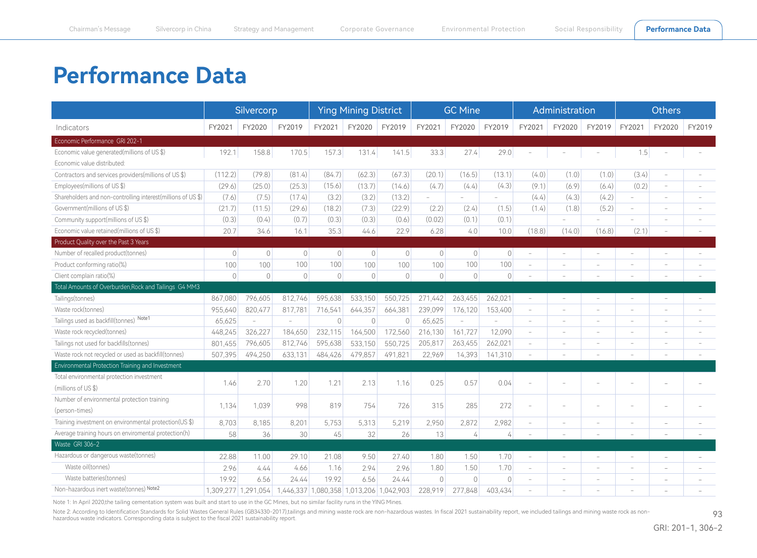# Performance Data

| | Silvercorp | | | Ying Mining District | | | GC Mine | | | Administration | | | Others | | |
|---|---|---|---|---|---|---|---|---|---|---|---|---|---|---|---|
| Indicators | FY2021 | FY2020 | FY2019 | FY2021 | FY2020 | FY2019 | FY2021 | FY2020 | FY2019 | FY2021 | FY2020 | FY2019 | FY2021 | FY2020 | FY2019 |
| Economic Performance GRI 202-1 | | | | | | | | | | | | | | | |
| Economic value generated(millions of US $) | 192.1 | 158.8 | 170.5 | 157.3 | 131.4 | 141.5 | 33.3 | 27.4 | 29.0 | – | – | – | 1.5 | – | – |
| Economic value distributed: | | | | | | | | | | | | | | | |
| Contractors and services providers(millions of US $) | (112.2) | (79.8) | (81.4) | (84.7) | (62.3) | (67.3) | (20.1) | (16.5) | (13.1) | (4.0) | (1.0) | (1.0) | (3.4) | – | – |
| Employees(millions of US $) | (29.6) | (25.0) | (25.3) | (15.6) | (13.7) | (14.6) | (4.7) | (4.4) | (4.3) | (9.1) | (6.9) | (6.4) | (0.2) | – | – |
| Shareholders and non-controlling interest(millions of US $) | (7.6) | (7.5) | (17.4) | (3.2) | (3.2) | (13.2) | – | – | – | (4.4) | (4.3) | (4.2) | – | – | – |
| Government(millions of US $) | (21.7) | (11.5) | (29.6) | (18.2) | (7.3) | (22.9) | (2.2) | (2.4) | (1.5) | (1.4) | (1.8) | (5.2) | – | – | – |
| Community support(millions of US $) | (0.3) | (0.4) | (0.7) | (0.3) | (0.3) | (0.6) | (0.02) | (0.1) | (0.1) | | – | – | – | – | – |
| Economic value retained(millions of US $) | 20.7 | 34.6 | 16.1 | 35.3 | 44.6 | 22.9 | 6.28 | 4.0 | 10.0 | (18.8) | (14.0) | (16.8) | (2.1) | – | – |
| Product Quality over the Past 3 Years | | | | | | | | | | | | | | | |
| Number of recalled product(tonnes) | 0 | 0 | 0 | 0 | 0 | 0 | 0 | 0 | 0 | – | – | – | – | – | – |
| Product conforming ratio(%) | 100 | 100 | 100 | 100 | 100 | 100 | 100 | 100 | 100 | – | – | – | – | – | – |
| Client complain ratio(%) | 0 | 0 | 0 | 0 | 0 | 0 | 0 | 0 | 0 | – | – | – | – | – | – |
| Total Amounts of Overburden,Rock and Tailings G4 MM3 | | | | | | | | | | | | | | | |
| Tailings(tonnes) | 867,080 | 796,605 | 812,746 | 595,638 | 533,150 | 550,725 | 271,442 | 263,455 | 262,021 | – | – | – | – | – | – |
| Waste rock(tonnes) | 955,640 | 820,477 | 817,781 | 716,541 | 644,357 | 664,381 | 239,099 | 176,120 | 153,400 | – | – | – | – | – | – |
| Tailings used as backfill(tonnes) Note1 | 65,625 | – | – | 0 | 0 | 0 | 65,625 | – | – | – | – | – | – | – | – |
| Waste rock recycled(tonnes) | 448,245 | 326,227 | 184,650 | 232,115 | 164,500 | 172,560 | 216,130 | 161,727 | 12,090 | – | – | – | – | – | – |
| Tailings not used for backfills(tonnes) | 801,455 | 796,605 | 812,746 | 595,638 | 533,150 | 550,725 | 205,817 | 263,455 | 262,021 | – | – | – | – | – | – |
| Waste rock not recycled or used as backfill(tonnes) | 507,395 | 494,250 | 633,131 | 484,426 | 479,857 | 491,821 | 22,969 | 14,393 | 141,310 | – | – | – | – | – | – |
| Environmental Protection Training and Investment | | | | | | | | | | | | | | | |
| Total environmental protection investment (millions of US $) | 1.46 | 2.70 | 1.20 | 1.21 | 2.13 | 1.16 | 0.25 | 0.57 | 0.04 | – | – | – | – | – | – |
| Number of environmental protection training (person-times) | 1,134 | 1,039 | 998 | 819 | 754 | 726 | 315 | 285 | 272 | – | – | – | – | – | – |
| Training investment on environmental protection(US $) | 8,703 | 8,185 | 8,201 | 5,753 | 5,313 | 5,219 | 2,950 | 2,872 | 2,982 | – | – | – | – | – | – |
| Average training hours on enviromental protection(h) | 58 | 36 | 30 | 45 | 32 | 26 | 13 | 4 | 4 | – | – | – | – | – | – |
| Waste GRI 306-2 | | | | | | | | | | | | | | | |
| Hazardous or dangerous waste(tonnes) | 22.88 | 11.00 | 29.10 | 21.08 | 9.50 | 27.40 | 1.80 | 1.50 | 1.70 | – | – | – | – | – | – |
| Waste oil(tonnes) | 2.96 | 4.44 | 4.66 | 1.16 | 2.94 | 2.96 | 1.80 | 1.50 | 1.70 | – | – | – | – | – | – |
| Waste batteries(tonnes) | 19.92 | 6.56 | 24.44 | 19.92 | 6.56 | 24.44 | 0 | 0 | 0 | – | – | – | – | – | – |
| Non-hazardous inert waste(tonnes) Note2 | 1,309,277 | 1,291,054 | 1,446,337 | 1,080,358 | 1,013,206 | 1,042,903 | 228,919 | 277,848 | 403,434 | – | – | – | – | – | – |

Note 1: In April 2020,the tailing cementation system was built and start to use in the GC Mines, but no similar facility runs in the YING Mines.

Note 2: According to Identification Standards for Solid Wastes General Rules (GB34330-2017),tailings and mining waste rock are non-hazardous wastes. In fiscal 2021 sustainability report, we included tailings and mining waste rock as non-hazardous waste indicators. Corresponding data is subject to the fiscal 2021 sustainability report.

GRI: 201-1, 306-2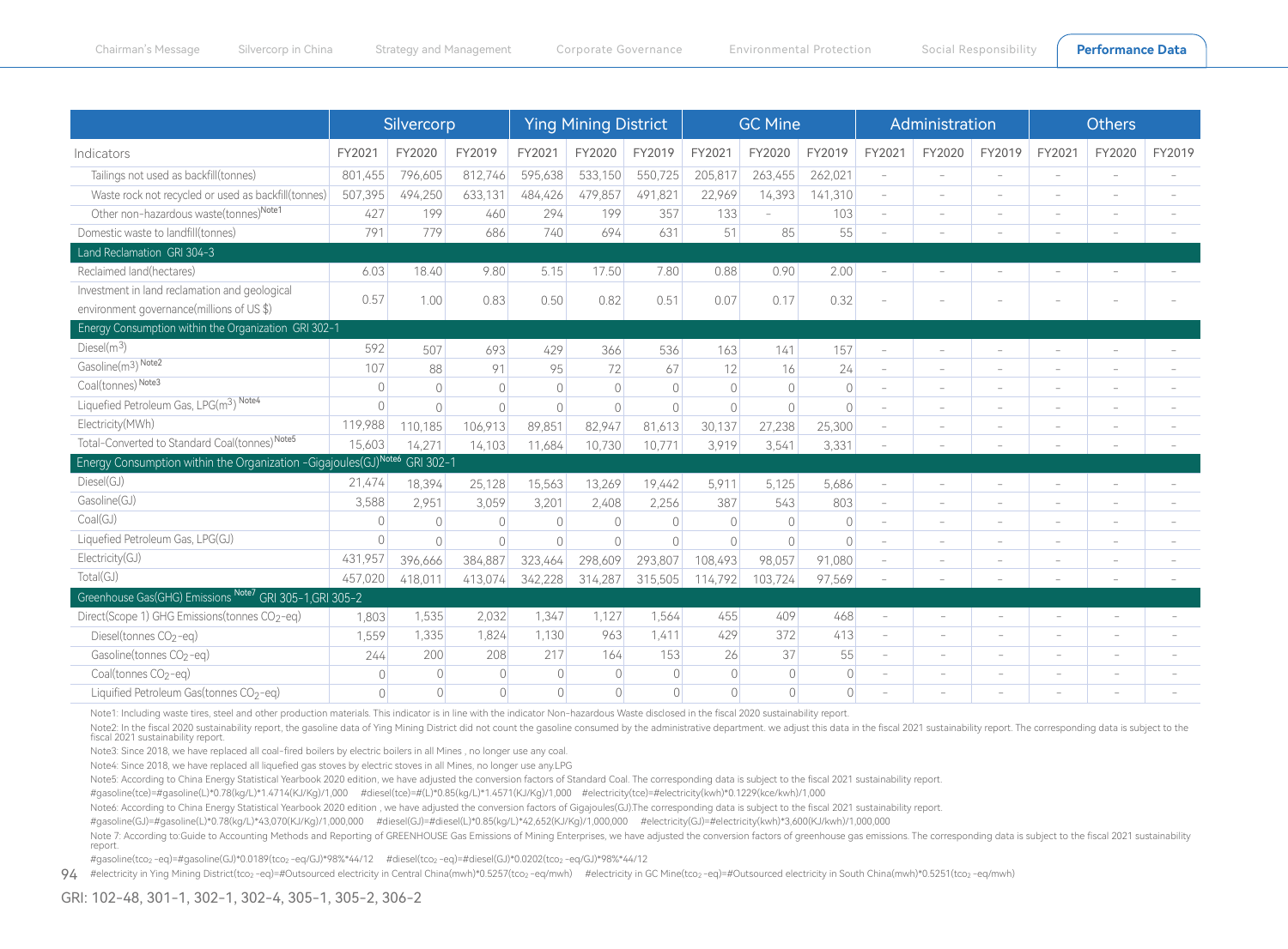| Indicators | Silvercorp | | | Ying Mining District | | | GC Mine | | | Administration | | | Others | | |
|---|---|---|---|---|---|---|---|---|---|---|---|---|---|---|---|
| | FY2021 | FY2020 | FY2019 | FY2021 | FY2020 | FY2019 | FY2021 | FY2020 | FY2019 | FY2021 | FY2020 | FY2019 | FY2021 | FY2020 | FY2019 |
| Tailings not used as backfill(tonnes) | 801,455 | 796,605 | 812,746 | 595,638 | 533,150 | 550,725 | 205,817 | 263,455 | 262,021 | – | – | – | – | – | – |
| Waste rock not recycled or used as backfill(tonnes) | 507,395 | 494,250 | 633,131 | 484,426 | 479,857 | 491,821 | 22,969 | 14,393 | 141,310 | – | – | – | – | – | – |
| Other non-hazardous waste(tonnes)[Note1] | 427 | 199 | 460 | 294 | 199 | 357 | 133 | – | 103 | – | – | – | – | – | – |
| Domestic waste to landfill(tonnes) | 791 | 779 | 686 | 740 | 694 | 631 | 51 | 85 | 55 | – | – | – | – | – | – |
| **Land Reclamation GRI 304-3** | | | | | | | | | | | | | | | |
| Reclaimed land(hectares) | 6.03 | 18.40 | 9.80 | 5.15 | 17.50 | 7.80 | 0.88 | 0.90 | 2.00 | – | – | – | – | – | – |
| Investment in land reclamation and geological environment governance(millions of US $) | 0.57 | 1.00 | 0.83 | 0.50 | 0.82 | 0.51 | 0.07 | 0.17 | 0.32 | – | – | – | – | – | – |
| **Energy Consumption within the Organization GRI 302-1** | | | | | | | | | | | | | | | |
| Diesel($m^3$) | 592 | 507 | 693 | 429 | 366 | 536 | 163 | 141 | 157 | – | – | – | – | – | – |
| Gasoline($m^3$)[Note2] | 107 | 88 | 91 | 95 | 72 | 67 | 12 | 16 | 24 | – | – | – | – | – | – |
| Coal(tonnes)[Note3] | 0 | 0 | 0 | 0 | 0 | 0 | 0 | 0 | 0 | – | – | – | – | – | – |
| Liquefied Petroleum Gas, LPG($m^3$)[Note4] | 0 | 0 | 0 | 0 | 0 | 0 | 0 | 0 | 0 | – | – | – | – | – | – |
| Electricity(MWh) | 119,988 | 110,185 | 106,913 | 89,851 | 82,947 | 81,613 | 30,137 | 27,238 | 25,300 | – | – | – | – | – | – |
| Total-Converted to Standard Coal(tonnes)[Note5] | 15,603 | 14,271 | 14,103 | 11,684 | 10,730 | 10,771 | 3,919 | 3,541 | 3,331 | – | – | – | – | – | – |
| **Energy Consumption within the Organization -Gigajoules(GJ)[Note6] GRI 302-1** | | | | | | | | | | | | | | | |
| Diesel(GJ) | 21,474 | 18,394 | 25,128 | 15,563 | 13,269 | 19,442 | 5,911 | 5,125 | 5,686 | – | – | – | – | – | – |
| Gasoline(GJ) | 3,588 | 2,951 | 3,059 | 3,201 | 2,408 | 2,256 | 387 | 543 | 803 | – | – | – | – | – | – |
| Coal(GJ) | 0 | 0 | 0 | 0 | 0 | 0 | 0 | 0 | 0 | – | – | – | – | – | – |
| Liquefied Petroleum Gas, LPG(GJ) | 0 | 0 | 0 | 0 | 0 | 0 | 0 | 0 | 0 | – | – | – | – | – | – |
| Electricity(GJ) | 431,957 | 396,666 | 384,887 | 323,464 | 298,609 | 293,807 | 108,493 | 98,057 | 91,080 | – | – | – | – | – | – |
| Total(GJ) | 457,020 | 418,011 | 413,074 | 342,228 | 314,287 | 315,505 | 114,792 | 103,724 | 97,569 | – | – | – | – | – | – |
| **Greenhouse Gas(GHG) Emissions[Note7] GRI 305-1,GRI 305-2** | | | | | | | | | | | | | | | |
| Direct(Scope 1) GHG Emissions(tonnes $CO_2$-eq) | 1,803 | 1,535 | 2,032 | 1,347 | 1,127 | 1,564 | 455 | 409 | 468 | – | – | – | – | – | – |
| Diesel(tonnes $CO_2$-eq) | 1,559 | 1,335 | 1,824 | 1,130 | 963 | 1,411 | 429 | 372 | 413 | – | – | – | – | – | – |
| Gasoline(tonnes $CO_2$-eq) | 244 | 200 | 208 | 217 | 164 | 153 | 26 | 37 | 55 | – | – | – | – | – | – |
| Coal(tonnes $CO_2$-eq) | 0 | 0 | 0 | 0 | 0 | 0 | 0 | 0 | 0 | – | – | – | – | – | – |
| Liquified Petroleum Gas(tonnes $CO_2$-eq) | 0 | 0 | 0 | 0 | 0 | 0 | 0 | 0 | 0 | – | – | – | – | – | – |

Note1: Including waste tires, steel and other production materials. This indicator is in line with the indicator Non-hazardous Waste disclosed in the fiscal 2020 sustainability report.

Note2: In the fiscal 2020 sustainability report, the gasoline data of Ying Mining District did not count the gasoline consumed by the administrative department. we adjust this data in the fiscal 2021 sustainability report. The corresponding data is subject to the fiscal 2021 sustainability report.

Note3: Since 2018, we have replaced all coal-fired boilers by electric boilers in all Mines , no longer use any coal.

Note4: Since 2018, we have replaced all liquefied gas stoves by electric stoves in all Mines, no longer use any LPG

Note5: According to China Energy Statistical Yearbook 2020 edition, we have adjusted the conversion factors of Standard Coal. The corresponding data is subject to the fiscal 2021 sustainability report.

#gasoline(tce)=#gasoline(L)*0.78(kg/L)*1.4714(KJ/Kg)/1,000 #diesel(tce)=#(L)*0.85(kg/L)*1.4571(KJ/Kg)/1,000 #electricity(tce)=#electricity(kwh)*0.1229(kce/kwh)/1,000

Note6: According to China Energy Statistical Yearbook 2020 edition , we have adjusted the conversion factors of Gigajoules(GJ).The corresponding data is subject to the fiscal 2021 sustainability report.

#gasoline(GJ)=#gasoline(L)*0.78(kg/L)*43,070(KJ/Kg)/1,000,000 #diesel(GJ)=#diesel(L)*0.85(kg/L)*42,652(KJ/Kg)/1,000,000 #electricity(GJ)=#electricity(kwh)*3,600(KJ/kwh)/1,000,000

Note 7: According to:Guide to Accounting Methods and Reporting of GREENHOUSE Gas Emissions of Mining Enterprises, we have adjusted the conversion factors of greenhouse gas emissions. The corresponding data is subject to the fiscal 2021 sustainability report.

#gasoline($tco_2$-eq)=#gasoline(GJ)*0.0189($tco_2$-eq/GJ)*98%*44/12 #diesel($tco_2$-eq)=#diesel(GJ)*0.0202($tco_2$-eq/GJ)*98%*44/12

#electricity in Ying Mining District($tco_2$-eq)=#Outsourced electricity in Central China(mwh)*0.5257($tco_2$-eq/mwh) #electricity in GC Mine($tco_2$-eq)=#Outsourced electricity in South China(mwh)*0.5251($tco_2$-eq/mwh)

GRI: 102-48, 301-1, 302-1, 302-4, 305-1, 305-2, 306-2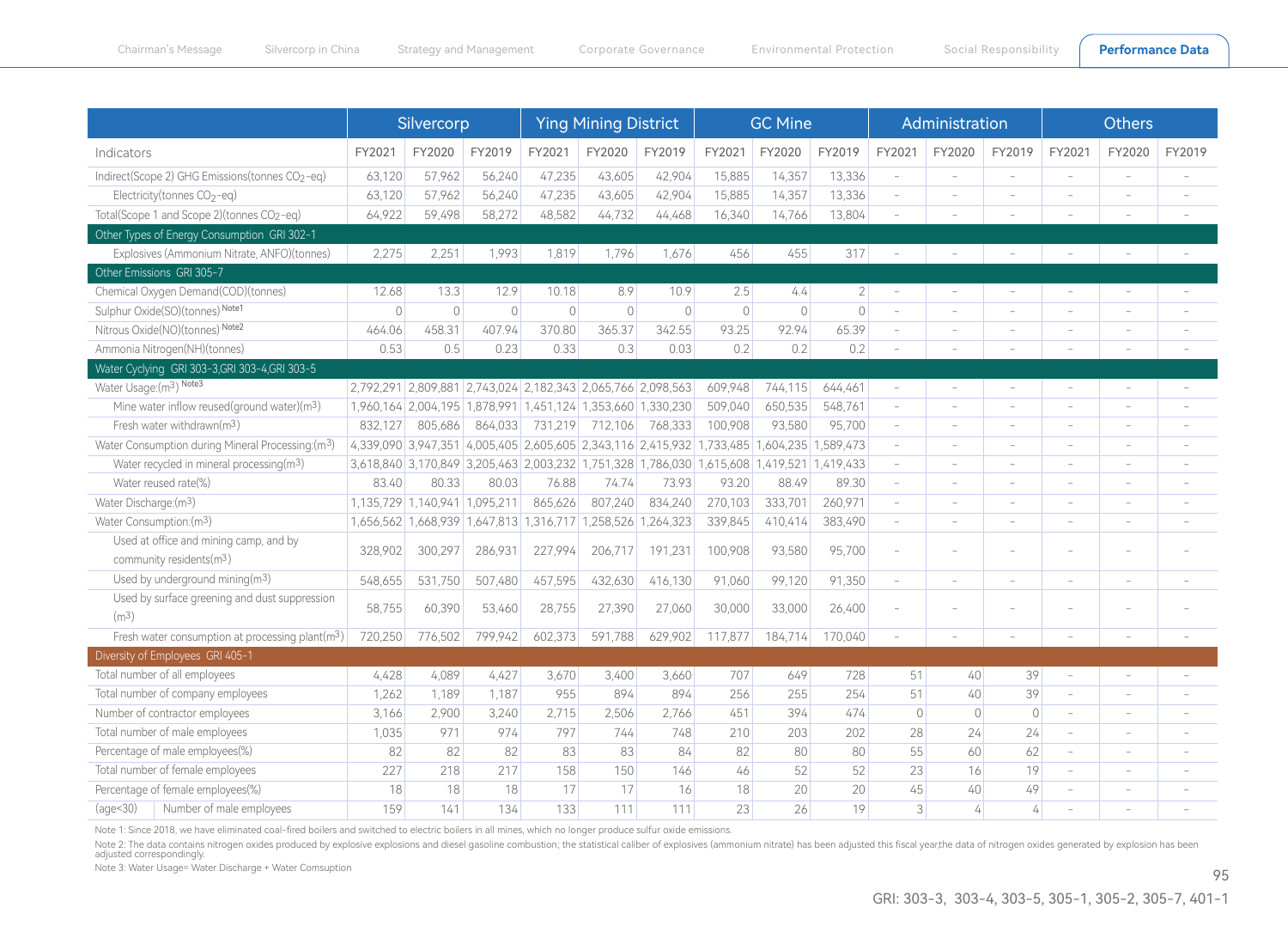| Indicators | Silvercorp | | | Ying Mining District | | | GC Mine | | | Administration | | | Others | | |
|---|---|---|---|---|---|---|---|---|---|---|---|---|---|---|---|
| | FY2021 | FY2020 | FY2019 | FY2021 | FY2020 | FY2019 | FY2021 | FY2020 | FY2019 | FY2021 | FY2020 | FY2019 | FY2021 | FY2020 | FY2019 |
| Indirect(Scope 2) GHG Emissions(tonnes $CO_2$-eq) | 63,120 | 57,962 | 56,240 | 47,235 | 43,605 | 42,904 | 15,885 | 14,357 | 13,336 | – | – | – | – | – | – |
| Electricity(tonnes $CO_2$-eq) | 63,120 | 57,962 | 56,240 | 47,235 | 43,605 | 42,904 | 15,885 | 14,357 | 13,336 | – | – | – | – | – | – |
| Total(Scope 1 and Scope 2)(tonnes $CO_2$-eq) | 64,922 | 59,498 | 58,272 | 48,582 | 44,732 | 44,468 | 16,340 | 14,766 | 13,804 | – | – | – | – | – | – |
| **Other Types of Energy Consumption GRI 302-1** | | | | | | | | | | | | | | | |
| Explosives (Ammonium Nitrate, ANFO)(tonnes) | 2,275 | 2,251 | 1,993 | 1,819 | 1,796 | 1,676 | 456 | 455 | 317 | – | – | – | – | – | – |
| **Other Emissions GRI 305-7** | | | | | | | | | | | | | | | |
| Chemical Oxygen Demand(COD)(tonnes) | 12.68 | 13.3 | 12.9 | 10.18 | 8.9 | 10.9 | 2.5 | 4.4 | 2 | – | – | – | – | – | – |
| Sulphur Oxide(SO)(tonnes) Note1 | 0 | 0 | 0 | 0 | 0 | 0 | 0 | 0 | 0 | – | – | – | – | – | – |
| Nitrous Oxide(NO)(tonnes) Note2 | 464.06 | 458.31 | 407.94 | 370.80 | 365.37 | 342.55 | 93.25 | 92.94 | 65.39 | – | – | – | – | – | – |
| Ammonia Nitrogen(NH)(tonnes) | 0.53 | 0.5 | 0.23 | 0.33 | 0.3 | 0.03 | 0.2 | 0.2 | 0.2 | – | – | – | – | – | – |
| **Water Cyclying GRI 303-3,GRI 303-4,GRI 303-5** | | | | | | | | | | | | | | | |
| Water Usage:($m^3$) Note3 | 2,792,291 | 2,809,881 | 2,743,024 | 2,182,343 | 2,065,766 | 2,098,563 | 609,948 | 744,115 | 644,461 | – | – | – | – | – | – |
| Mine water inflow reused(ground water)($m^3$) | 1,960,164 | 2,004,195 | 1,878,991 | 1,451,124 | 1,353,660 | 1,330,230 | 509,040 | 650,535 | 548,761 | – | – | – | – | – | – |
| Fresh water withdrawn($m^3$) | 832,127 | 805,686 | 864,033 | 731,219 | 712,106 | 768,333 | 100,908 | 93,580 | 95,700 | – | – | – | – | – | – |
| Water Consumption during Mineral Processing:($m^3$) | 4,339,090 | 3,947,351 | 4,005,405 | 2,605,605 | 2,343,116 | 2,415,932 | 1,733,485 | 1,604,235 | 1,589,473 | – | – | – | – | – | – |
| Water recycled in mineral processing($m^3$) | 3,618,840 | 3,170,849 | 3,205,463 | 2,003,232 | 1,751,328 | 1,786,030 | 1,615,608 | 1,419,521 | 1,419,433 | – | – | – | – | – | – |
| Water reused rate(%) | 83.40 | 80.33 | 80.03 | 76.88 | 74.74 | 73.93 | 93.20 | 88.49 | 89.30 | – | – | – | – | – | – |
| Water Discharge:($m^3$) | 1,135,729 | 1,140,941 | 1,095,211 | 865,626 | 807,240 | 834,240 | 270,103 | 333,701 | 260,971 | – | – | – | – | – | – |
| Water Consumption:($m^3$) | 1,656,562 | 1,668,939 | 1,647,813 | 1,316,717 | 1,258,526 | 1,264,323 | 339,845 | 410,414 | 383,490 | – | – | – | – | – | – |
| Used at office and mining camp, and by community residents($m^3$) | 328,902 | 300,297 | 286,931 | 227,994 | 206,717 | 191,231 | 100,908 | 93,580 | 95,700 | – | – | – | – | – | – |
| Used by underground mining($m^3$) | 548,655 | 531,750 | 507,480 | 457,595 | 432,630 | 416,130 | 91,060 | 99,120 | 91,350 | – | – | – | – | – | – |
| Used by surface greening and dust suppression ($m^3$) | 58,755 | 60,390 | 53,460 | 28,755 | 27,390 | 27,060 | 30,000 | 33,000 | 26,400 | – | – | – | – | – | – |
| Fresh water consumption at processing plant($m^3$) | 720,250 | 776,502 | 799,942 | 602,373 | 591,788 | 629,902 | 117,877 | 184,714 | 170,040 | – | – | – | – | – | – |
| **Diversity of Employees GRI 405-1** | | | | | | | | | | | | | | | |
| Total number of all employees | 4,428 | 4,089 | 4,427 | 3,670 | 3,400 | 3,660 | 707 | 649 | 728 | 51 | 40 | 39 | – | – | – |
| Total number of company employees | 1,262 | 1,189 | 1,187 | 955 | 894 | 894 | 256 | 255 | 254 | 51 | 40 | 39 | – | – | – |
| Number of contractor employees | 3,166 | 2,900 | 3,240 | 2,715 | 2,506 | 2,766 | 451 | 394 | 474 | 0 | 0 | 0 | – | – | – |
| Total number of male employees | 1,035 | 971 | 974 | 797 | 744 | 748 | 210 | 203 | 202 | 28 | 24 | 24 | – | – | – |
| Percentage of male employees(%) | 82 | 82 | 82 | 83 | 83 | 84 | 82 | 80 | 80 | 55 | 60 | 62 | – | – | – |
| Total number of female employees | 227 | 218 | 217 | 158 | 150 | 146 | 46 | 52 | 52 | 23 | 16 | 19 | – | – | – |
| Percentage of female employees(%) | 18 | 18 | 18 | 17 | 17 | 16 | 18 | 20 | 20 | 45 | 40 | 49 | – | – | – |
| (age<30) Number of male employees | 159 | 141 | 134 | 133 | 111 | 111 | 23 | 26 | 19 | 3 | 4 | 4 | – | – | – |

Note 1: Since 2018, we have eliminated coal-fired boilers and switched to electric boilers in all mines, which no longer produce sulfur oxide emissions.

Note 2: The data contains nitrogen oxides produced by explosive explosions and diesel gasoline combustion; the statistical caliber of explosives (ammonium nitrate) has been adjusted this fiscal year,the data of nitrogen oxides generated by explosion has been adjusted correspondingly.

Note 3: Water Usage= Water Discharge + Water Comsuption

GRI: 303-3, 303-4, 303-5, 305-1, 305-2, 305-7, 401-1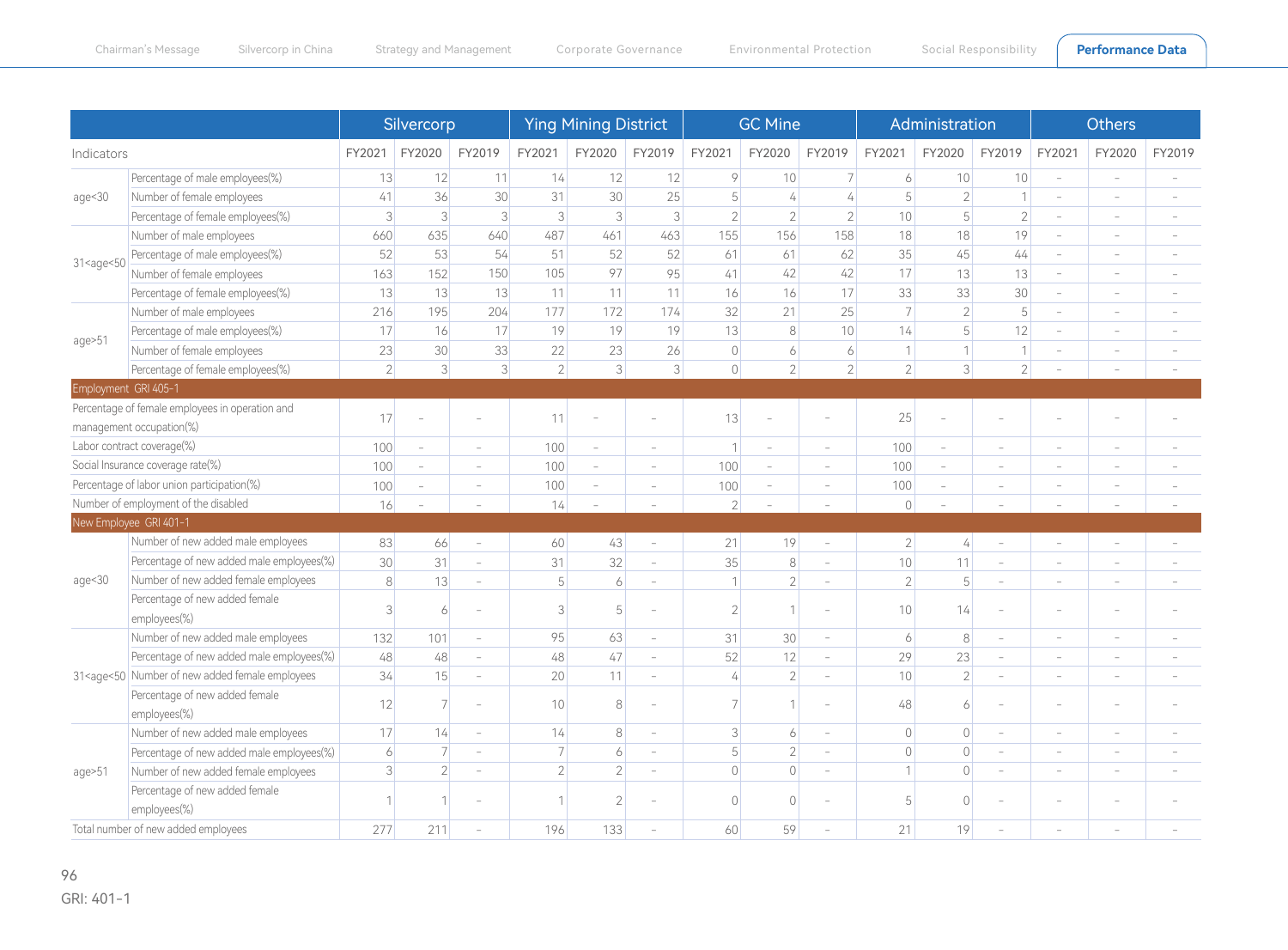| Indicators | | Silvercorp | | | Ying Mining District | | | GC Mine | | | Administration | | | Others | | |
|---|---|---|---|---|---|---|---|---|---|---|---|---|---|---|---|---|
| | | FY2021 | FY2020 | FY2019 | FY2021 | FY2020 | FY2019 | FY2021 | FY2020 | FY2019 | FY2021 | FY2020 | FY2019 | FY2021 | FY2020 | FY2019 |
| age<30 | Percentage of male employees(%) | 13 | 12 | 11 | 14 | 12 | 12 | 9 | 10 | 7 | 6 | 10 | 10 | – | – | – |
| | Number of female employees | 41 | 36 | 30 | 31 | 30 | 25 | 5 | 4 | 4 | 5 | 2 | 1 | – | – | – |
| | Percentage of female employees(%) | 3 | 3 | 3 | 3 | 3 | 3 | 2 | 2 | 2 | 10 | 5 | 2 | – | – | – |
| 31<age<50 | Number of male employees | 660 | 635 | 640 | 487 | 461 | 463 | 155 | 156 | 158 | 18 | 18 | 19 | – | – | – |
| | Percentage of male employees(%) | 52 | 53 | 54 | 51 | 52 | 52 | 61 | 61 | 62 | 35 | 45 | 44 | – | – | – |
| | Number of female employees | 163 | 152 | 150 | 105 | 97 | 95 | 41 | 42 | 42 | 17 | 13 | 13 | – | – | – |
| | Percentage of female employees(%) | 13 | 13 | 13 | 11 | 11 | 11 | 16 | 16 | 17 | 33 | 33 | 30 | – | – | – |
| age>51 | Number of male employees | 216 | 195 | 204 | 177 | 172 | 174 | 32 | 21 | 25 | 7 | 2 | 5 | – | – | – |
| | Percentage of male employees(%) | 17 | 16 | 17 | 19 | 19 | 19 | 13 | 8 | 10 | 14 | 5 | 12 | – | – | – |
| | Number of female employees | 23 | 30 | 33 | 22 | 23 | 26 | 0 | 6 | 6 | 1 | 1 | 1 | – | – | – |
| | Percentage of female employees(%) | 2 | 3 | 3 | 2 | 3 | 3 | 0 | 2 | 2 | 2 | 3 | 2 | – | – | – |
| Employment GRI 405-1 | | | | | | | | | | | | | | | | |
| Percentage of female employees in operation and management occupation(%) | | 17 | – | – | 11 | – | – | 13 | – | – | 25 | – | – | – | – | – |
| Labor contract coverage(%) | | 100 | – | – | 100 | – | – | 1 | – | – | 100 | – | – | – | – | – |
| Social Insurance coverage rate(%) | | 100 | – | – | 100 | – | – | 100 | – | – | 100 | – | – | – | – | – |
| Percentage of labor union participation(%) | | 100 | – | – | 100 | – | – | 100 | – | – | 100 | – | – | – | – | – |
| Number of employment of the disabled | | 16 | – | – | 14 | – | – | 2 | – | – | 0 | – | – | – | – | – |
| New Employee GRI 401-1 | | | | | | | | | | | | | | | | |
| age<30 | Number of new added male employees | 83 | 66 | – | 60 | 43 | – | 21 | 19 | – | 2 | 4 | – | – | – | – |
| | Percentage of new added male employees(%) | 30 | 31 | – | 31 | 32 | – | 35 | 8 | – | 10 | 11 | – | – | – | – |
| | Number of new added female employees | 8 | 13 | – | 5 | 6 | – | 1 | 2 | – | 2 | 5 | – | – | – | – |
| | Percentage of new added female employees(%) | 3 | 6 | – | 3 | 5 | – | 2 | 1 | – | 10 | 14 | – | – | – | – |
| 31<age<50 | Number of new added male employees | 132 | 101 | – | 95 | 63 | – | 31 | 30 | – | 6 | 8 | – | – | – | – |
| | Percentage of new added male employees(%) | 48 | 48 | – | 48 | 47 | – | 52 | 12 | – | 29 | 23 | – | – | – | – |
| | Number of new added female employees | 34 | 15 | – | 20 | 11 | – | 4 | 2 | – | 10 | 2 | – | – | – | – |
| | Percentage of new added female employees(%) | 12 | 7 | – | 10 | 8 | – | 7 | 1 | – | 48 | 6 | – | – | – | – |
| age>51 | Number of new added male employees | 17 | 14 | – | 14 | 8 | – | 3 | 6 | – | 0 | 0 | – | – | – | – |
| | Percentage of new added male employees(%) | 6 | 7 | – | 7 | 6 | – | 5 | 2 | – | 0 | 0 | – | – | – | – |
| | Number of new added female employees | 3 | 2 | – | 2 | 2 | – | 0 | 0 | – | 1 | 0 | – | – | – | – |
| | Percentage of new added female employees(%) | 1 | 1 | – | 1 | 2 | – | 0 | 0 | – | 5 | 0 | – | – | – | – |
| Total number of new added employees | | 277 | 211 | – | 196 | 133 | – | 60 | 59 | – | 21 | 19 | – | – | – | – |

GRI: 401-1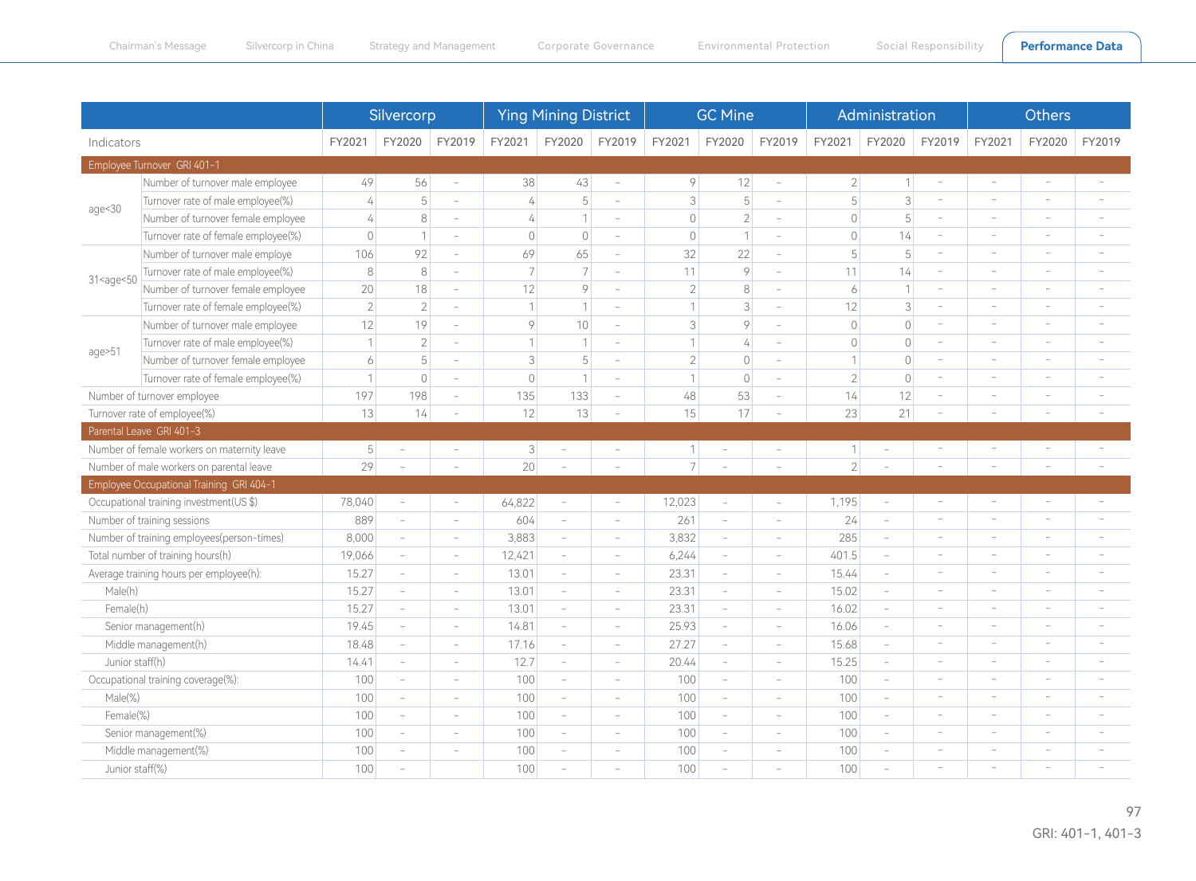| Indicators | | Silvercorp | | | Ying Mining District | | | GC Mine | | | Administration | | | Others | | |
|---|---|---|---|---|---|---|---|---|---|---|---|---|---|---|---|---|
| | | FY2021 | FY2020 | FY2019 | FY2021 | FY2020 | FY2019 | FY2021 | FY2020 | FY2019 | FY2021 | FY2020 | FY2019 | FY2021 | FY2020 | FY2019 |
| **Employee Turnover GRI 401-1** | | | | | | | | | | | | | | | | |
| age<30 | Number of turnover male employee | 49 | 56 | – | 38 | 43 | – | 9 | 12 | – | 2 | 1 | – | – | – | – |
| | Turnover rate of male employee(%) | 4 | 5 | – | 4 | 5 | – | 3 | 5 | – | 5 | 3 | – | – | – | – |
| | Number of turnover female employee | 4 | 8 | – | 4 | 1 | – | 0 | 2 | – | 0 | 5 | – | – | – | – |
| | Turnover rate of female employee(%) | 0 | 1 | – | 0 | 0 | – | 0 | 1 | – | 0 | 14 | – | – | – | – |
| 31<age<50 | Number of turnover male employe | 106 | 92 | – | 69 | 65 | – | 32 | 22 | – | 5 | 5 | – | – | – | – |
| | Turnover rate of male employee(%) | 8 | 8 | – | 7 | 7 | – | 11 | 9 | – | 11 | 14 | – | – | – | – |
| | Number of turnover female employee | 20 | 18 | – | 12 | 9 | – | 2 | 8 | – | 6 | 1 | – | – | – | – |
| | Turnover rate of female employee(%) | 2 | 2 | – | 1 | 1 | – | 1 | 3 | – | 12 | 3 | – | – | – | – |
| age>51 | Number of turnover male employee | 12 | 19 | – | 9 | 10 | – | 3 | 9 | – | 0 | 0 | – | – | – | – |
| | Turnover rate of male employee(%) | 1 | 2 | – | 1 | 1 | – | 1 | 4 | – | 0 | 0 | – | – | – | – |
| | Number of turnover female employee | 6 | 5 | – | 3 | 5 | – | 2 | 0 | – | 1 | 0 | – | – | – | – |
| | Turnover rate of female employee(%) | 1 | 0 | – | 0 | 1 | – | 1 | 0 | – | 2 | 0 | – | – | – | – |
| Number of turnover employee | | 197 | 198 | – | 135 | 133 | – | 48 | 53 | – | 14 | 12 | – | – | – | – |
| Turnover rate of employee(%) | | 13 | 14 | – | 12 | 13 | – | 15 | 17 | – | 23 | 21 | – | – | – | – |
| **Parental Leave GRI 401-3** | | | | | | | | | | | | | | | | |
| Number of female workers on maternity leave | | 5 | – | – | 3 | – | – | 1 | – | – | 1 | – | – | – | – | – |
| Number of male workers on parental leave | | 29 | – | – | 20 | – | – | 7 | – | – | 2 | – | – | – | – | – |
| **Employee Occupational Training GRI 404-1** | | | | | | | | | | | | | | | | |
| Occupational training investment(US $) | | 78,040 | – | – | 64,822 | – | – | 12,023 | – | – | 1,195 | – | – | – | – | – |
| Number of training sessions | | 889 | – | – | 604 | – | – | 261 | – | – | 24 | – | – | – | – | – |
| Number of training employees(person-times) | | 8,000 | – | – | 3,883 | – | – | 3,832 | – | – | 285 | – | – | – | – | – |
| Total number of training hours(h) | | 19,066 | – | – | 12,421 | – | – | 6,244 | – | – | 401.5 | – | – | – | – | – |
| Average training hours per employee(h): | | 15.27 | – | – | 13.01 | – | – | 23.31 | – | – | 15.44 | – | – | – | – | – |
| Male(h) | | 15.27 | – | – | 13.01 | – | – | 23.31 | – | – | 15.02 | – | – | – | – | – |
| Female(h) | | 15.27 | – | – | 13.01 | – | – | 23.31 | – | – | 16.02 | – | – | – | – | – |
| Senior management(h) | | 19.45 | – | – | 14.81 | – | – | 25.93 | – | – | 16.06 | – | – | – | – | – |
| Middle management(h) | | 18.48 | – | – | 17.16 | – | – | 27.27 | – | – | 15.68 | – | – | – | – | – |
| Junior staff(h) | | 14.41 | – | – | 12.7 | – | – | 20.44 | – | – | 15.25 | – | – | – | – | – |
| Occupational training coverage(%): | | 100 | – | – | 100 | – | – | 100 | – | – | 100 | – | – | – | – | – |
| Male(%) | | 100 | – | – | 100 | – | – | 100 | – | – | 100 | – | – | – | – | – |
| Female(%) | | 100 | – | – | 100 | – | – | 100 | – | – | 100 | – | – | – | – | – |
| Senior management(%) | | 100 | – | – | 100 | – | – | 100 | – | – | 100 | – | – | – | – | – |
| Middle management(%) | | 100 | – | – | 100 | – | – | 100 | – | – | 100 | – | – | – | – | – |
| Junior staff(%) | | 100 | – | | 100 | – | – | 100 | – | – | 100 | – | – | – | – | – |

GRI: 401-1, 401-3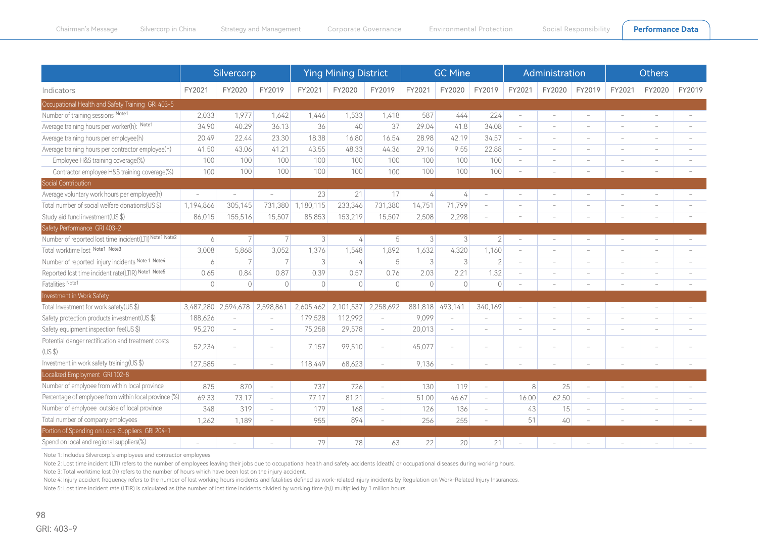| Indicators | Silvercorp | | | Ying Mining District | | | GC Mine | | | Administration | | | Others | | |
|---|---|---|---|---|---|---|---|---|---|---|---|---|---|---|---|
| | FY2021 | FY2020 | FY2019 | FY2021 | FY2020 | FY2019 | FY2021 | FY2020 | FY2019 | FY2021 | FY2020 | FY2019 | FY2021 | FY2020 | FY2019 |
| **Occupational Health and Safety Training GRI 403-5** | | | | | | | | | | | | | | | |
| Number of training sessions Note1 | 2,033 | 1,977 | 1,642 | 1,446 | 1,533 | 1,418 | 587 | 444 | 224 | – | – | – | – | – | – |
| Average training hours per worker(h): Note1 | 34.90 | 40.29 | 36.13 | 36 | 40 | 37 | 29.04 | 41.8 | 34.08 | – | – | – | – | – | – |
| Average training hours per employee(h) | 20.49 | 22.44 | 23.30 | 18.38 | 16.80 | 16.54 | 28.98 | 42.19 | 34.57 | – | – | – | – | – | – |
| Average training hours per contractor employee(h) | 41.50 | 43.06 | 41.21 | 43.55 | 48.33 | 44.36 | 29.16 | 9.55 | 22.88 | – | – | – | – | – | – |
| Employee H&S training coverage(%) | 100 | 100 | 100 | 100 | 100 | 100 | 100 | 100 | 100 | – | – | – | – | – | – |
| Contractor employee H&S training coverage(%) | 100 | 100 | 100 | 100 | 100 | 100 | 100 | 100 | 100 | – | – | – | – | – | – |
| **Social Contribution** | | | | | | | | | | | | | | | |
| Average voluntary work hours per employee(h) | – | – | – | 23 | 21 | 17 | 4 | 4 | – | – | – | – | – | – | – |
| Total number of social welfare donations(US $) | 1,194,866 | 305,145 | 731,380 | 1,180,115 | 233,346 | 731,380 | 14,751 | 71,799 | – | – | – | – | – | – | – |
| Study aid fund investment(US $) | 86,015 | 155,516 | 15,507 | 85,853 | 153,219 | 15,507 | 2,508 | 2,298 | – | – | – | – | – | – | – |
| **Safety Performance GRI 403-2** | | | | | | | | | | | | | | | |
| Number of reported lost time incident(LTI) Note1 Note2 | 6 | 7 | 7 | 3 | 4 | 5 | 3 | 3 | 2 | – | – | – | – | – | – |
| Total worktime lost Note1 Note3 | 3,008 | 5,868 | 3,052 | 1,376 | 1,548 | 1,892 | 1,632 | 4.320 | 1,160 | – | – | – | – | – | – |
| Number of reported injury incidents Note 1 Note4 | 6 | 7 | 7 | 3 | 4 | 5 | 3 | 3 | 2 | – | – | – | – | – | – |
| Reported lost time incident rate(LTIR) Note1 Note5 | 0.65 | 0.84 | 0.87 | 0.39 | 0.57 | 0.76 | 2.03 | 2.21 | 1.32 | – | – | – | – | – | – |
| Fatalities Note1 | 0 | 0 | 0 | 0 | 0 | 0 | 0 | 0 | 0 | – | – | – | – | – | – |
| **Investment in Work Safety** | | | | | | | | | | | | | | | |
| Total Investment for work safety(US $) | 3,487,280 | 2,594,678 | 2,598,861 | 2,605,462 | 2,101,537 | 2,258,692 | 881,818 | 493,141 | 340,169 | – | – | – | – | – | – |
| Safety protection products investment(US $) | 188,626 | – | – | 179,528 | 112,992 | – | 9,099 | – | – | – | – | – | – | – | – |
| Safety equipment inspection fee(US $) | 95,270 | – | – | 75,258 | 29,578 | – | 20,013 | – | – | – | – | – | – | – | – |
| Potential danger rectification and treatment costs (US $) | 52,234 | – | – | 7,157 | 99,510 | – | 45,077 | – | – | – | – | – | – | – | – |
| Investment in work safety training(US $) | 127,585 | – | – | 118,449 | 68,623 | – | 9,136 | – | – | – | – | – | – | – | – |
| **Localized Employment GRI 102-8** | | | | | | | | | | | | | | | |
| Number of emplyoee from within local province | 875 | 870 | – | 737 | 726 | – | 130 | 119 | – | 8 | 25 | – | – | – | – |
| Percentage of emplyoee from within local province (%) | 69.33 | 73.17 | – | 77.17 | 81.21 | – | 51.00 | 46.67 | – | 16.00 | 62.50 | – | – | – | – |
| Number of emplyoee outside of local province | 348 | 319 | – | 179 | 168 | – | 126 | 136 | – | 43 | 15 | – | – | – | – |
| Total number of company employees | 1,262 | 1,189 | – | 955 | 894 | – | 256 | 255 | – | 51 | 40 | – | – | – | – |
| **Portion of Spending on Local Suppliers GRI 204-1** | | | | | | | | | | | | | | | |
| Spend on local and regional suppliers(%) | – | – | – | 79 | 78 | 63 | 22 | 20 | 21 | – | – | – | – | – | – |

Note 1: Includes Silvercorp.'s employees and contractor employees.

Note 2: Lost time incident (LTI) refers to the number of employees leaving their jobs due to occupational health and safety accidents (death) or occupational diseases during working hours.

Note 3: Total worktime lost (h) refers to the number of hours which have been lost on the injury accident.

Note 4: Injury accident frequency refers to the number of lost working hours incidents and fatalities defined as work-related injury incidents by Regulation on Work-Related Injury Insurances.

Note 5: Lost time incident rate (LTIR) is calculated as (the number of lost time incidents divided by working time (h)) multiplied by 1 million hours.

GRI: 403-9